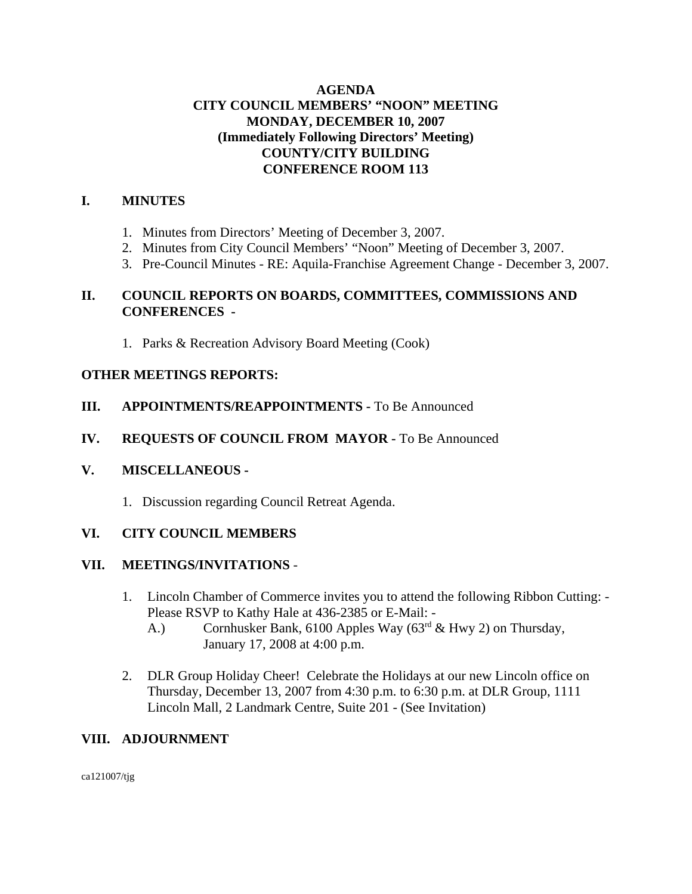# AGENDA
# CITY COUNCIL MEMBERS' "NOON" MEETING
# MONDAY, DECEMBER 10, 2007
# (Immediately Following Directors' Meeting)
# COUNTY/CITY BUILDING
# CONFERENCE ROOM 113

## I. MINUTES

1. Minutes from Directors' Meeting of December 3, 2007.
2. Minutes from City Council Members' "Noon" Meeting of December 3, 2007.
3. Pre-Council Minutes - RE: Aquila-Franchise Agreement Change - December 3, 2007.

## II. COUNCIL REPORTS ON BOARDS, COMMITTEES, COMMISSIONS AND CONFERENCES -

1. Parks & Recreation Advisory Board Meeting (Cook)

## OTHER MEETINGS REPORTS:

## III. APPOINTMENTS/REAPPOINTMENTS - To Be Announced

## IV. REQUESTS OF COUNCIL FROM MAYOR - To Be Announced

## V. MISCELLANEOUS -

1. Discussion regarding Council Retreat Agenda.

## VI. CITY COUNCIL MEMBERS

## VII. MEETINGS/INVITATIONS -

1. Lincoln Chamber of Commerce invites you to attend the following Ribbon Cutting: - Please RSVP to Kathy Hale at 436-2385 or E-Mail: -
   - A.) Cornhusker Bank, 6100 Apples Way (63rd & Hwy 2) on Thursday, January 17, 2008 at 4:00 p.m.

2. DLR Group Holiday Cheer! Celebrate the Holidays at our new Lincoln office on Thursday, December 13, 2007 from 4:30 p.m. to 6:30 p.m. at DLR Group, 1111 Lincoln Mall, 2 Landmark Centre, Suite 201 - (See Invitation)

## VIII. ADJOURNMENT

ca121007/tjg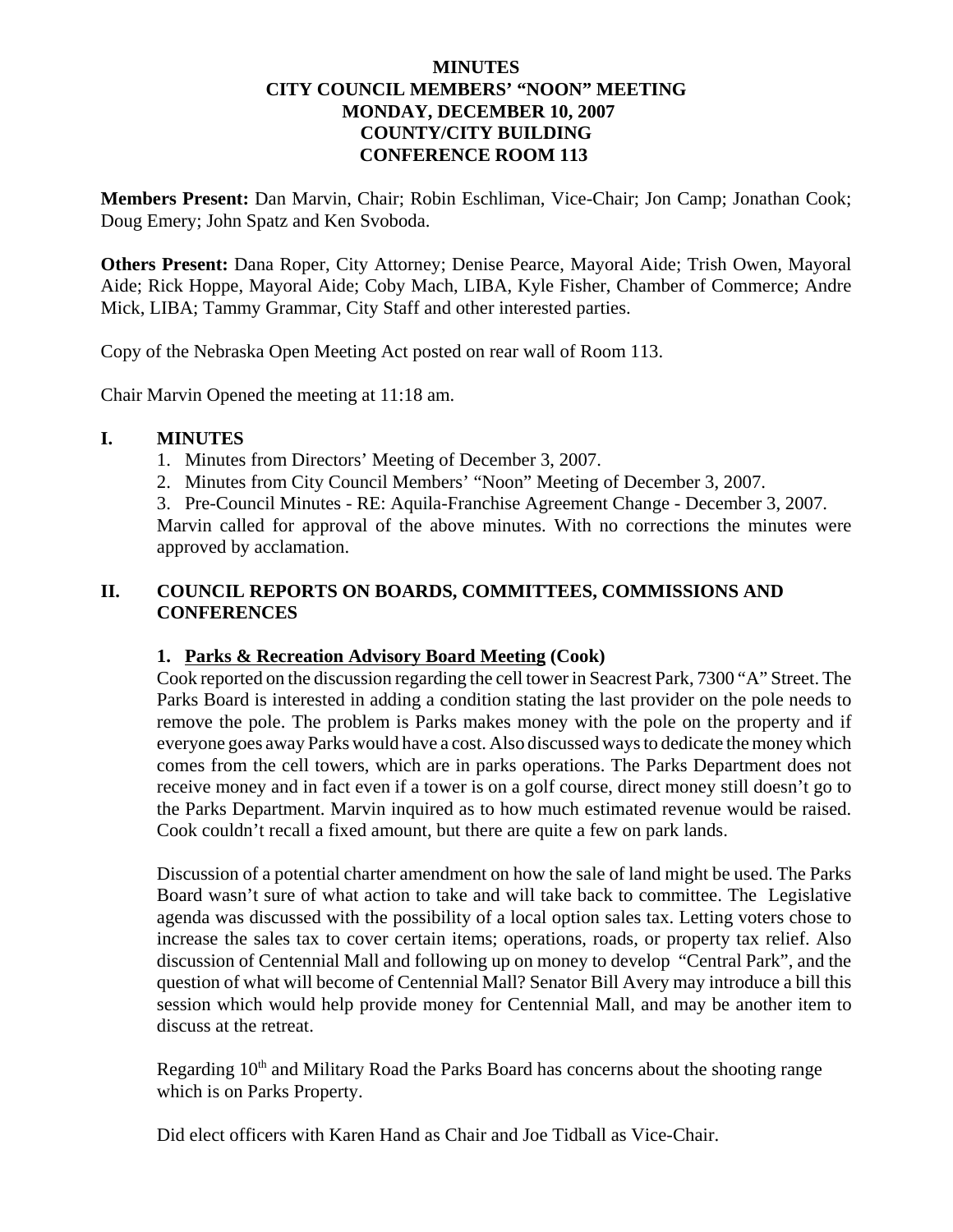**MINUTES**
**CITY COUNCIL MEMBERS' "NOON" MEETING**
**MONDAY, DECEMBER 10, 2007**
**COUNTY/CITY BUILDING**
**CONFERENCE ROOM 113**

**Members Present:** Dan Marvin, Chair; Robin Eschliman, Vice-Chair; Jon Camp; Jonathan Cook; Doug Emery; John Spatz and Ken Svoboda.

**Others Present:** Dana Roper, City Attorney; Denise Pearce, Mayoral Aide; Trish Owen, Mayoral Aide; Rick Hoppe, Mayoral Aide; Coby Mach, LIBA, Kyle Fisher, Chamber of Commerce; Andre Mick, LIBA; Tammy Grammar, City Staff and other interested parties.

Copy of the Nebraska Open Meeting Act posted on rear wall of Room 113.

Chair Marvin Opened the meeting at 11:18 am.

## I. MINUTES

1. Minutes from Directors' Meeting of December 3, 2007.
2. Minutes from City Council Members' "Noon" Meeting of December 3, 2007.
3. Pre-Council Minutes - RE: Aquila-Franchise Agreement Change - December 3, 2007.

Marvin called for approval of the above minutes. With no corrections the minutes were approved by acclamation.

## II. COUNCIL REPORTS ON BOARDS, COMMITTEES, COMMISSIONS AND CONFERENCES

### 1. Parks & Recreation Advisory Board Meeting (Cook)

Cook reported on the discussion regarding the cell tower in Seacrest Park, 7300 "A" Street. The Parks Board is interested in adding a condition stating the last provider on the pole needs to remove the pole. The problem is Parks makes money with the pole on the property and if everyone goes away Parks would have a cost. Also discussed ways to dedicate the money which comes from the cell towers, which are in parks operations. The Parks Department does not receive money and in fact even if a tower is on a golf course, direct money still doesn't go to the Parks Department. Marvin inquired as to how much estimated revenue would be raised. Cook couldn't recall a fixed amount, but there are quite a few on park lands.

Discussion of a potential charter amendment on how the sale of land might be used. The Parks Board wasn't sure of what action to take and will take back to committee. The Legislative agenda was discussed with the possibility of a local option sales tax. Letting voters chose to increase the sales tax to cover certain items; operations, roads, or property tax relief. Also discussion of Centennial Mall and following up on money to develop "Central Park", and the question of what will become of Centennial Mall? Senator Bill Avery may introduce a bill this session which would help provide money for Centennial Mall, and may be another item to discuss at the retreat.

Regarding 10th and Military Road the Parks Board has concerns about the shooting range which is on Parks Property.

Did elect officers with Karen Hand as Chair and Joe Tidball as Vice-Chair.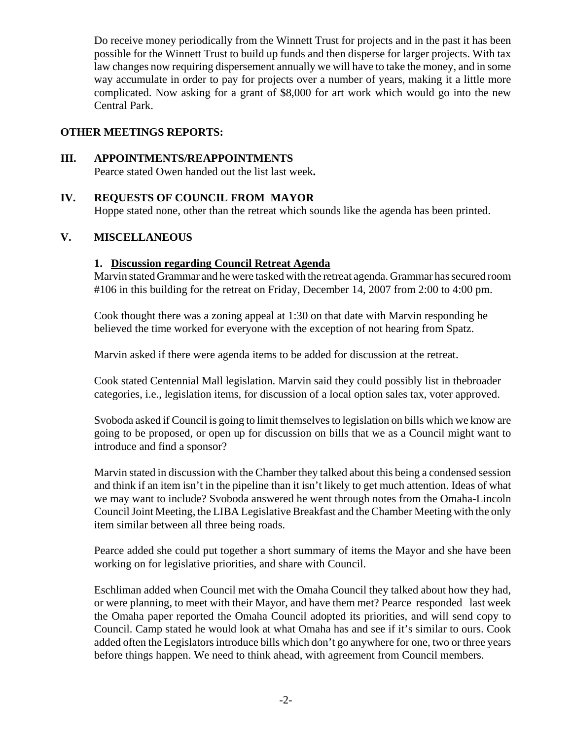Do receive money periodically from the Winnett Trust for projects and in the past it has been possible for the Winnett Trust to build up funds and then disperse for larger projects. With tax law changes now requiring dispersement annually we will have to take the money, and in some way accumulate in order to pay for projects over a number of years, making it a little more complicated. Now asking for a grant of $8,000 for art work which would go into the new Central Park.

**OTHER MEETINGS REPORTS:**

## III. APPOINTMENTS/REAPPOINTMENTS

Pearce stated Owen handed out the list last week**.**

## IV. REQUESTS OF COUNCIL FROM MAYOR

Hoppe stated none, other than the retreat which sounds like the agenda has been printed.

## V. MISCELLANEOUS

**1. Discussion regarding Council Retreat Agenda**

Marvin stated Grammar and he were tasked with the retreat agenda. Grammar has secured room #106 in this building for the retreat on Friday, December 14, 2007 from 2:00 to 4:00 pm.

Cook thought there was a zoning appeal at 1:30 on that date with Marvin responding he believed the time worked for everyone with the exception of not hearing from Spatz.

Marvin asked if there were agenda items to be added for discussion at the retreat.

Cook stated Centennial Mall legislation. Marvin said they could possibly list in thebroader categories, i.e., legislation items, for discussion of a local option sales tax, voter approved.

Svoboda asked if Council is going to limit themselves to legislation on bills which we know are going to be proposed, or open up for discussion on bills that we as a Council might want to introduce and find a sponsor?

Marvin stated in discussion with the Chamber they talked about this being a condensed session and think if an item isn't in the pipeline than it isn't likely to get much attention. Ideas of what we may want to include? Svoboda answered he went through notes from the Omaha-Lincoln Council Joint Meeting, the LIBA Legislative Breakfast and the Chamber Meeting with the only item similar between all three being roads.

Pearce added she could put together a short summary of items the Mayor and she have been working on for legislative priorities, and share with Council.

Eschliman added when Council met with the Omaha Council they talked about how they had, or were planning, to meet with their Mayor, and have them met? Pearce responded last week the Omaha paper reported the Omaha Council adopted its priorities, and will send copy to Council. Camp stated he would look at what Omaha has and see if it's similar to ours. Cook added often the Legislators introduce bills which don't go anywhere for one, two or three years before things happen. We need to think ahead, with agreement from Council members.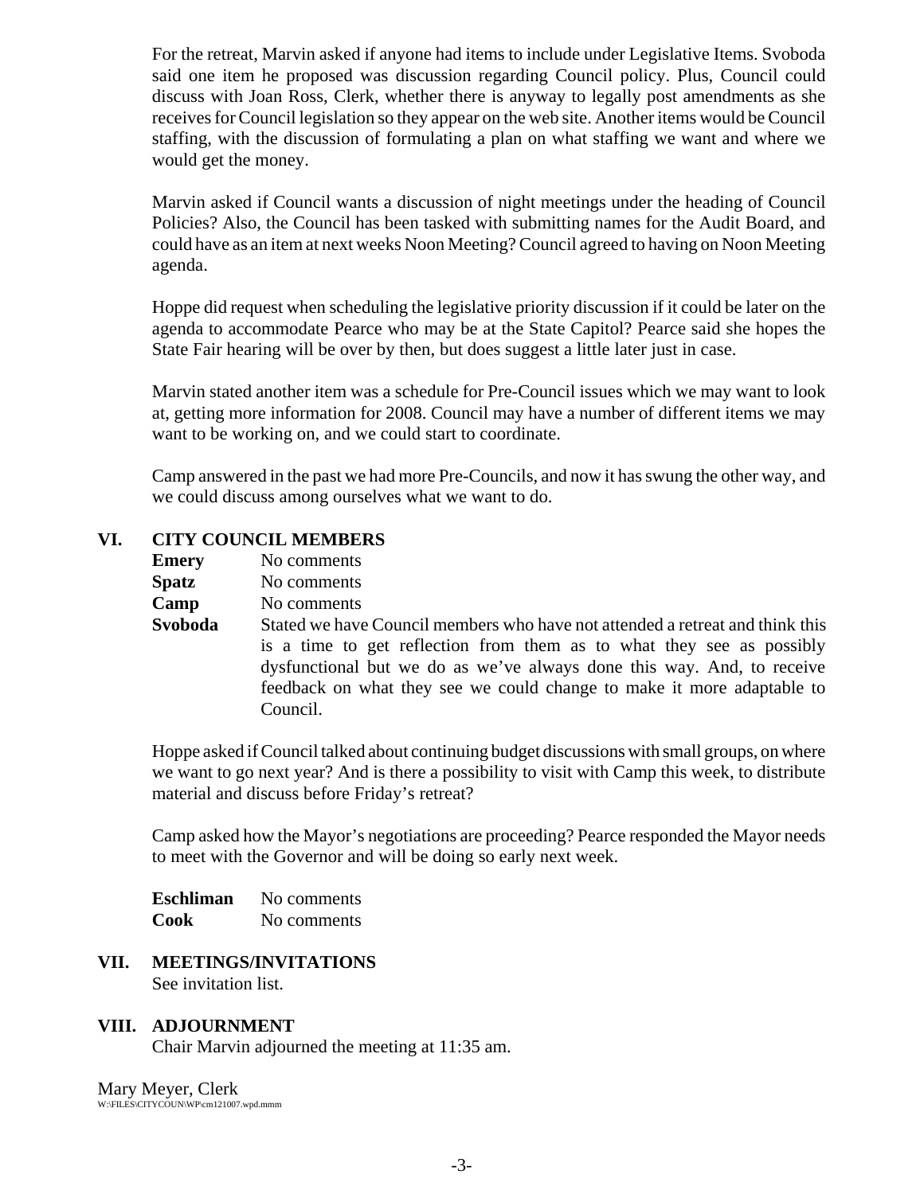For the retreat, Marvin asked if anyone had items to include under Legislative Items. Svoboda said one item he proposed was discussion regarding Council policy. Plus, Council could discuss with Joan Ross, Clerk, whether there is anyway to legally post amendments as she receives for Council legislation so they appear on the web site. Another items would be Council staffing, with the discussion of formulating a plan on what staffing we want and where we would get the money.

Marvin asked if Council wants a discussion of night meetings under the heading of Council Policies? Also, the Council has been tasked with submitting names for the Audit Board, and could have as an item at next weeks Noon Meeting? Council agreed to having on Noon Meeting agenda.

Hoppe did request when scheduling the legislative priority discussion if it could be later on the agenda to accommodate Pearce who may be at the State Capitol? Pearce said she hopes the State Fair hearing will be over by then, but does suggest a little later just in case.

Marvin stated another item was a schedule for Pre-Council issues which we may want to look at, getting more information for 2008. Council may have a number of different items we may want to be working on, and we could start to coordinate.

Camp answered in the past we had more Pre-Councils, and now it has swung the other way, and we could discuss among ourselves what we want to do.

## VI. CITY COUNCIL MEMBERS

**Emery** No comments

**Spatz** No comments

**Camp** No comments

**Svoboda** Stated we have Council members who have not attended a retreat and think this is a time to get reflection from them as to what they see as possibly dysfunctional but we do as we've always done this way. And, to receive feedback on what they see we could change to make it more adaptable to Council.

Hoppe asked if Council talked about continuing budget discussions with small groups, on where we want to go next year? And is there a possibility to visit with Camp this week, to distribute material and discuss before Friday's retreat?

Camp asked how the Mayor's negotiations are proceeding? Pearce responded the Mayor needs to meet with the Governor and will be doing so early next week.

**Eschliman** No comments

**Cook** No comments

## VII. MEETINGS/INVITATIONS

See invitation list.

## VIII. ADJOURNMENT

Chair Marvin adjourned the meeting at 11:35 am.

Mary Meyer, Clerk
W:\FILES\CITYCOUN\WP\cm121007.wpd.mmm